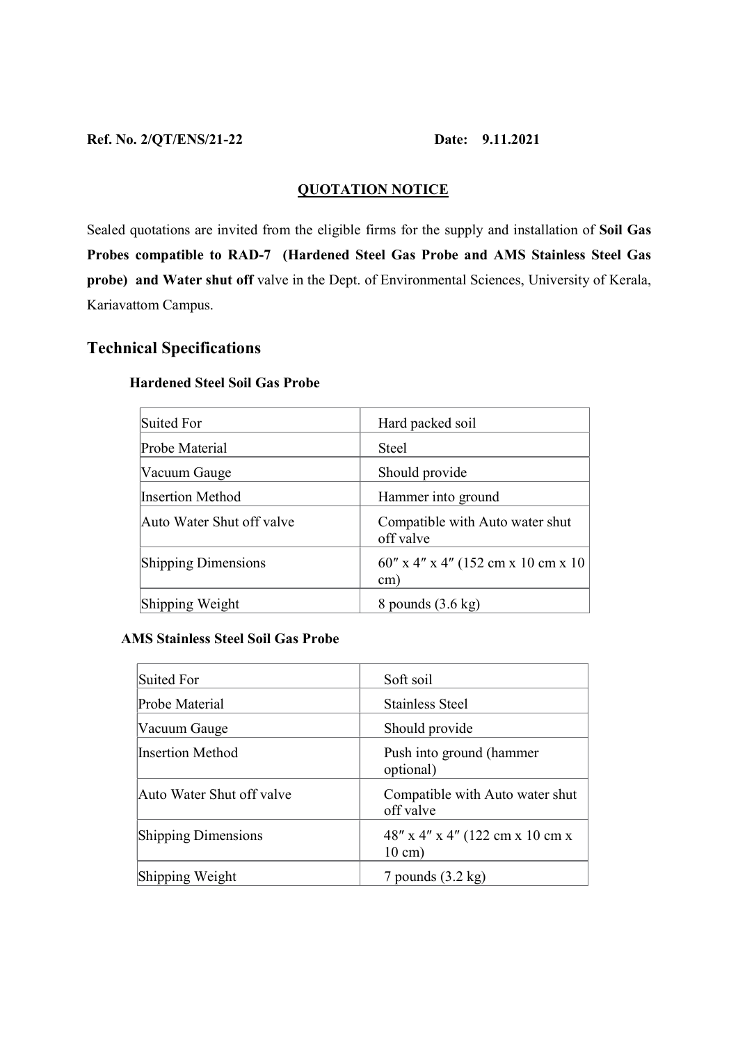**Ref. No. 2/QT/ENS/21-22** **Date: 9.11.2021**

## QUOTATION NOTICE

Sealed quotations are invited from the eligible firms for the supply and installation of **Soil Gas Probes compatible to RAD-7 (Hardened Steel Gas Probe and AMS Stainless Steel Gas probe) and Water shut off** valve in the Dept. of Environmental Sciences, University of Kerala, Kariavattom Campus.

## Technical Specifications

### Hardened Steel Soil Gas Probe

| Suited For | Hard packed soil |
|---|---|
| Probe Material | Steel |
| Vacuum Gauge | Should provide |
| Insertion Method | Hammer into ground |
| Auto Water Shut off valve | Compatible with Auto water shut off valve |
| Shipping Dimensions | 60″ x 4″ x 4″ (152 cm x 10 cm x 10 cm) |
| Shipping Weight | 8 pounds (3.6 kg) |

### AMS Stainless Steel Soil Gas Probe

| Suited For | Soft soil |
|---|---|
| Probe Material | Stainless Steel |
| Vacuum Gauge | Should provide |
| Insertion Method | Push into ground (hammer optional) |
| Auto Water Shut off valve | Compatible with Auto water shut off valve |
| Shipping Dimensions | 48″ x 4″ x 4″ (122 cm x 10 cm x 10 cm) |
| Shipping Weight | 7 pounds (3.2 kg) |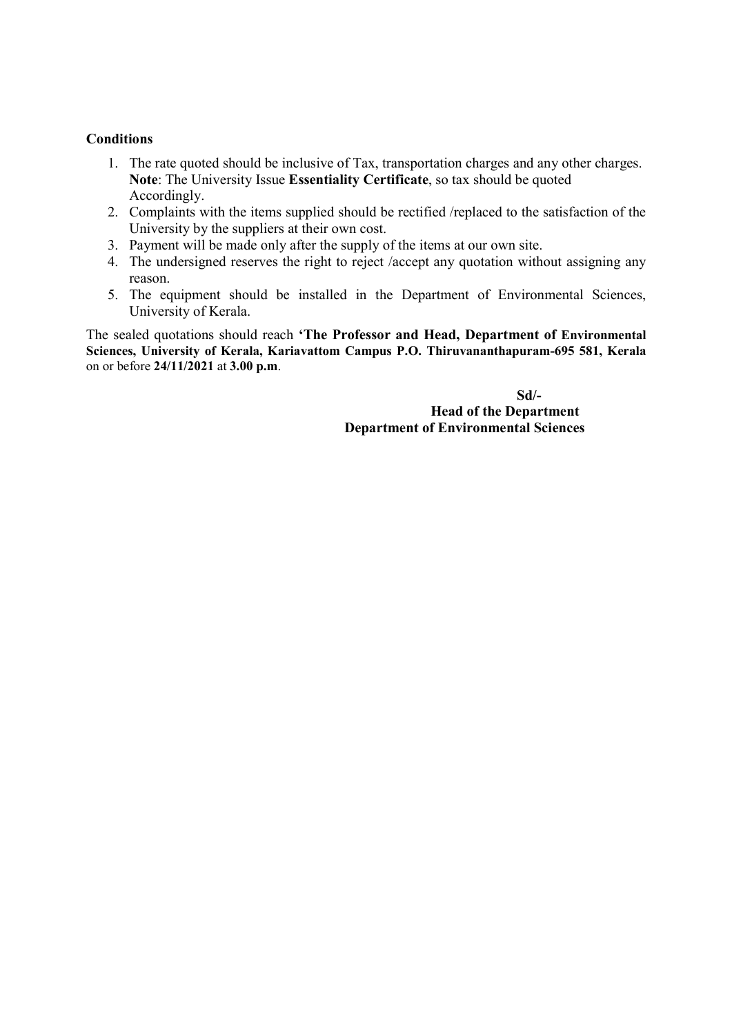**Conditions**

1. The rate quoted should be inclusive of Tax, transportation charges and any other charges. **Note**: The University Issue **Essentiality Certificate**, so tax should be quoted Accordingly.
2. Complaints with the items supplied should be rectified /replaced to the satisfaction of the University by the suppliers at their own cost.
3. Payment will be made only after the supply of the items at our own site.
4. The undersigned reserves the right to reject /accept any quotation without assigning any reason.
5. The equipment should be installed in the Department of Environmental Sciences, University of Kerala.

The sealed quotations should reach **'The Professor and Head, Department of Environmental Sciences, University of Kerala, Kariavattom Campus P.O. Thiruvananthapuram-695 581, Kerala** on or before **24/11/2021** at **3.00 p.m**.

**Sd/-**
**Head of the Department**
**Department of Environmental Sciences**